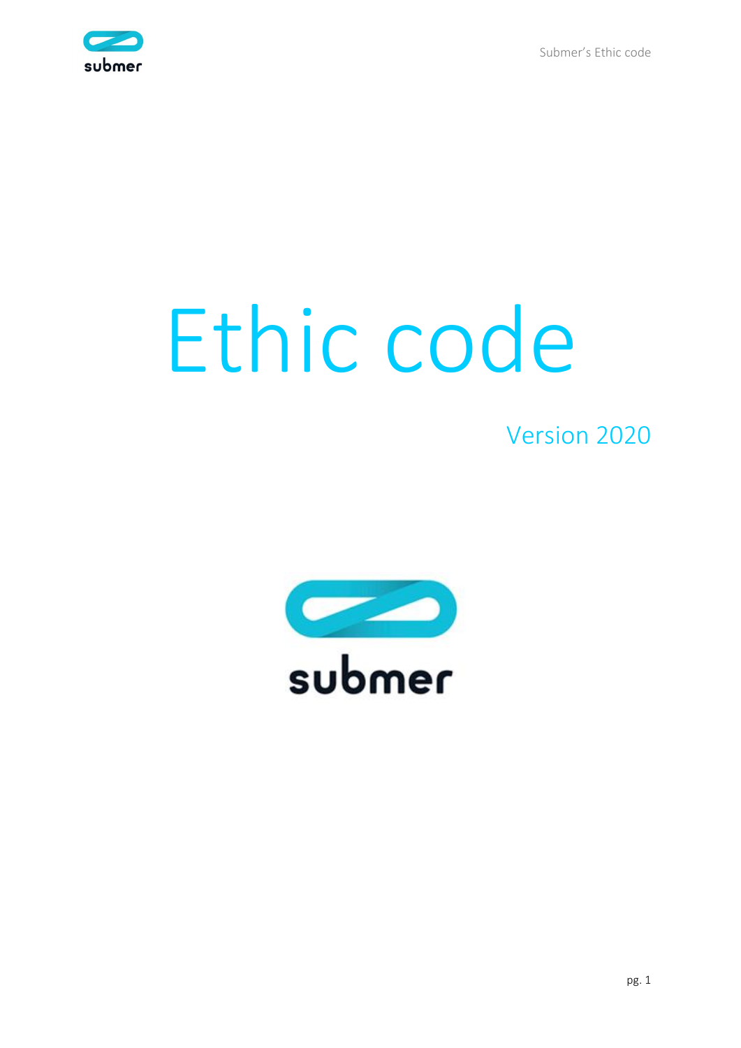# Ethic code

Version 2020

submer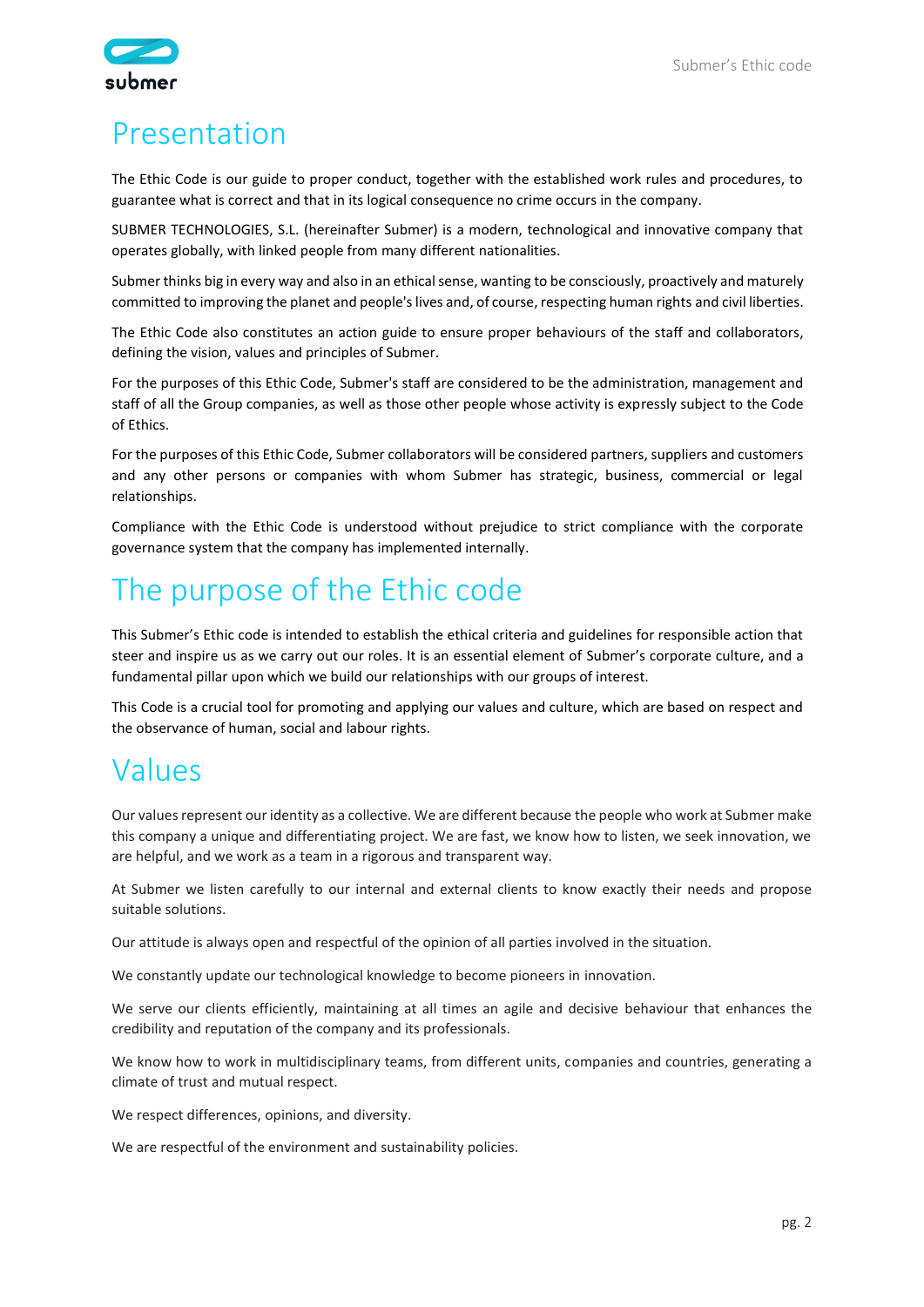# Presentation

The Ethic Code is our guide to proper conduct, together with the established work rules and procedures, to guarantee what is correct and that in its logical consequence no crime occurs in the company.

SUBMER TECHNOLOGIES, S.L. (hereinafter Submer) is a modern, technological and innovative company that operates globally, with linked people from many different nationalities.

Submer thinks big in every way and also in an ethical sense, wanting to be consciously, proactively and maturely committed to improving the planet and people's lives and, of course, respecting human rights and civil liberties.

The Ethic Code also constitutes an action guide to ensure proper behaviours of the staff and collaborators, defining the vision, values and principles of Submer.

For the purposes of this Ethic Code, Submer's staff are considered to be the administration, management and staff of all the Group companies, as well as those other people whose activity is expressly subject to the Code of Ethics.

For the purposes of this Ethic Code, Submer collaborators will be considered partners, suppliers and customers and any other persons or companies with whom Submer has strategic, business, commercial or legal relationships.

Compliance with the Ethic Code is understood without prejudice to strict compliance with the corporate governance system that the company has implemented internally.

# The purpose of the Ethic code

This Submer's Ethic code is intended to establish the ethical criteria and guidelines for responsible action that steer and inspire us as we carry out our roles. It is an essential element of Submer's corporate culture, and a fundamental pillar upon which we build our relationships with our groups of interest.

This Code is a crucial tool for promoting and applying our values and culture, which are based on respect and the observance of human, social and labour rights.

# Values

Our values represent our identity as a collective. We are different because the people who work at Submer make this company a unique and differentiating project. We are fast, we know how to listen, we seek innovation, we are helpful, and we work as a team in a rigorous and transparent way.

At Submer we listen carefully to our internal and external clients to know exactly their needs and propose suitable solutions.

Our attitude is always open and respectful of the opinion of all parties involved in the situation.

We constantly update our technological knowledge to become pioneers in innovation.

We serve our clients efficiently, maintaining at all times an agile and decisive behaviour that enhances the credibility and reputation of the company and its professionals.

We know how to work in multidisciplinary teams, from different units, companies and countries, generating a climate of trust and mutual respect.

We respect differences, opinions, and diversity.

We are respectful of the environment and sustainability policies.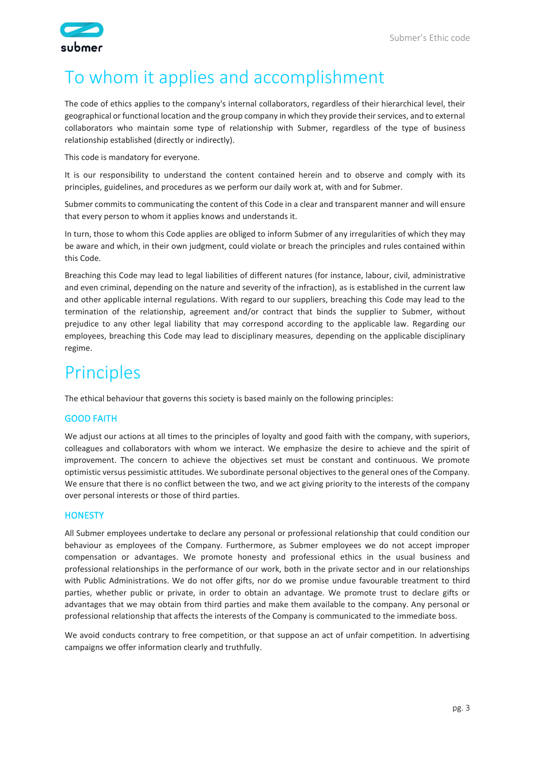# To whom it applies and accomplishment

The code of ethics applies to the company's internal collaborators, regardless of their hierarchical level, their geographical or functional location and the group company in which they provide their services, and to external collaborators who maintain some type of relationship with Submer, regardless of the type of business relationship established (directly or indirectly).

This code is mandatory for everyone.

It is our responsibility to understand the content contained herein and to observe and comply with its principles, guidelines, and procedures as we perform our daily work at, with and for Submer.

Submer commits to communicating the content of this Code in a clear and transparent manner and will ensure that every person to whom it applies knows and understands it.

In turn, those to whom this Code applies are obliged to inform Submer of any irregularities of which they may be aware and which, in their own judgment, could violate or breach the principles and rules contained within this Code.

Breaching this Code may lead to legal liabilities of different natures (for instance, labour, civil, administrative and even criminal, depending on the nature and severity of the infraction), as is established in the current law and other applicable internal regulations. With regard to our suppliers, breaching this Code may lead to the termination of the relationship, agreement and/or contract that binds the supplier to Submer, without prejudice to any other legal liability that may correspond according to the applicable law. Regarding our employees, breaching this Code may lead to disciplinary measures, depending on the applicable disciplinary regime.

# Principles

The ethical behaviour that governs this society is based mainly on the following principles:

### GOOD FAITH

We adjust our actions at all times to the principles of loyalty and good faith with the company, with superiors, colleagues and collaborators with whom we interact. We emphasize the desire to achieve and the spirit of improvement. The concern to achieve the objectives set must be constant and continuous. We promote optimistic versus pessimistic attitudes. We subordinate personal objectives to the general ones of the Company. We ensure that there is no conflict between the two, and we act giving priority to the interests of the company over personal interests or those of third parties.

### HONESTY

All Submer employees undertake to declare any personal or professional relationship that could condition our behaviour as employees of the Company. Furthermore, as Submer employees we do not accept improper compensation or advantages. We promote honesty and professional ethics in the usual business and professional relationships in the performance of our work, both in the private sector and in our relationships with Public Administrations. We do not offer gifts, nor do we promise undue favourable treatment to third parties, whether public or private, in order to obtain an advantage. We promote trust to declare gifts or advantages that we may obtain from third parties and make them available to the company. Any personal or professional relationship that affects the interests of the Company is communicated to the immediate boss.

We avoid conducts contrary to free competition, or that suppose an act of unfair competition. In advertising campaigns we offer information clearly and truthfully.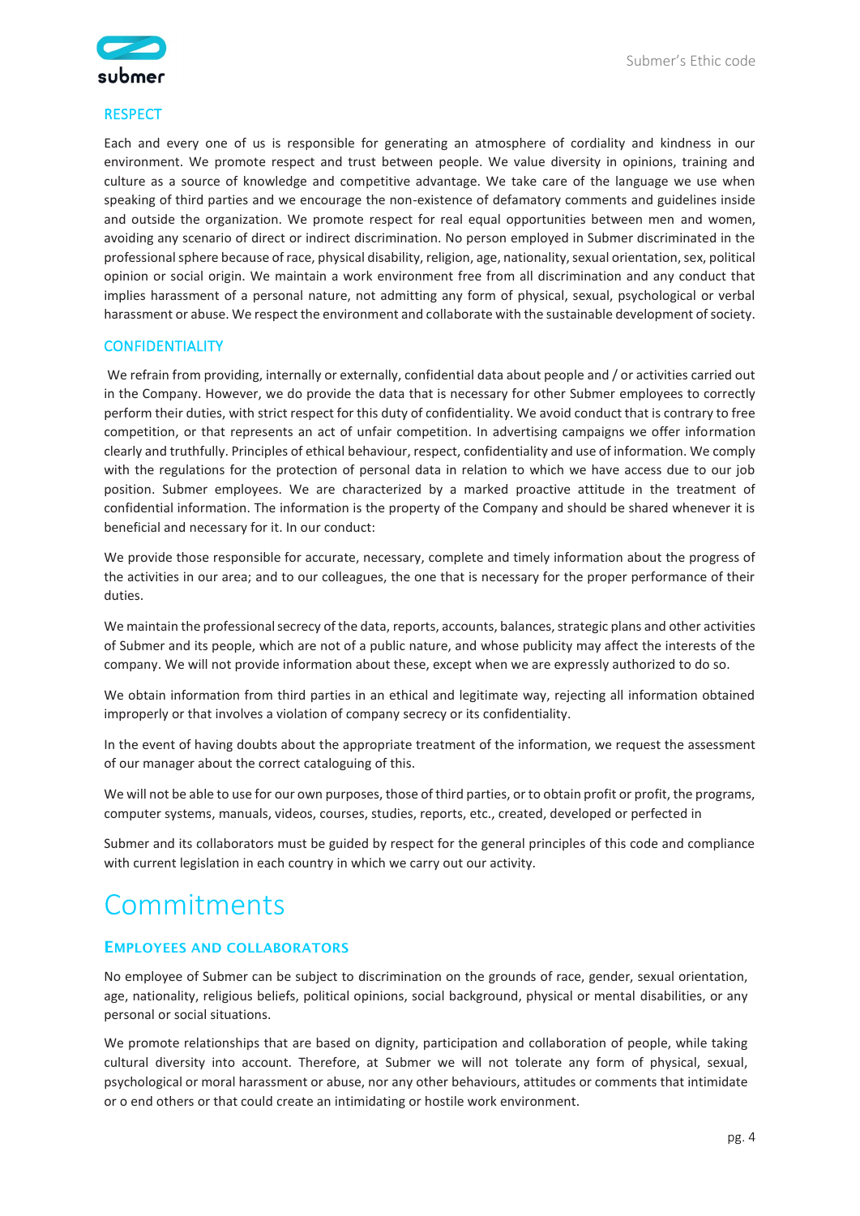## RESPECT

Each and every one of us is responsible for generating an atmosphere of cordiality and kindness in our environment. We promote respect and trust between people. We value diversity in opinions, training and culture as a source of knowledge and competitive advantage. We take care of the language we use when speaking of third parties and we encourage the non-existence of defamatory comments and guidelines inside and outside the organization. We promote respect for real equal opportunities between men and women, avoiding any scenario of direct or indirect discrimination. No person employed in Submer discriminated in the professional sphere because of race, physical disability, religion, age, nationality, sexual orientation, sex, political opinion or social origin. We maintain a work environment free from all discrimination and any conduct that implies harassment of a personal nature, not admitting any form of physical, sexual, psychological or verbal harassment or abuse. We respect the environment and collaborate with the sustainable development of society.

## CONFIDENTIALITY

We refrain from providing, internally or externally, confidential data about people and / or activities carried out in the Company. However, we do provide the data that is necessary for other Submer employees to correctly perform their duties, with strict respect for this duty of confidentiality. We avoid conduct that is contrary to free competition, or that represents an act of unfair competition. In advertising campaigns we offer information clearly and truthfully. Principles of ethical behaviour, respect, confidentiality and use of information. We comply with the regulations for the protection of personal data in relation to which we have access due to our job position. Submer employees. We are characterized by a marked proactive attitude in the treatment of confidential information. The information is the property of the Company and should be shared whenever it is beneficial and necessary for it. In our conduct:

We provide those responsible for accurate, necessary, complete and timely information about the progress of the activities in our area; and to our colleagues, the one that is necessary for the proper performance of their duties.

We maintain the professional secrecy of the data, reports, accounts, balances, strategic plans and other activities of Submer and its people, which are not of a public nature, and whose publicity may affect the interests of the company. We will not provide information about these, except when we are expressly authorized to do so.

We obtain information from third parties in an ethical and legitimate way, rejecting all information obtained improperly or that involves a violation of company secrecy or its confidentiality.

In the event of having doubts about the appropriate treatment of the information, we request the assessment of our manager about the correct cataloguing of this.

We will not be able to use for our own purposes, those of third parties, or to obtain profit or profit, the programs, computer systems, manuals, videos, courses, studies, reports, etc., created, developed or perfected in

Submer and its collaborators must be guided by respect for the general principles of this code and compliance with current legislation in each country in which we carry out our activity.

# Commitments

### EMPLOYEES AND COLLABORATORS

No employee of Submer can be subject to discrimination on the grounds of race, gender, sexual orientation, age, nationality, religious beliefs, political opinions, social background, physical or mental disabilities, or any personal or social situations.

We promote relationships that are based on dignity, participation and collaboration of people, while taking cultural diversity into account. Therefore, at Submer we will not tolerate any form of physical, sexual, psychological or moral harassment or abuse, nor any other behaviours, attitudes or comments that intimidate or o end others or that could create an intimidating or hostile work environment.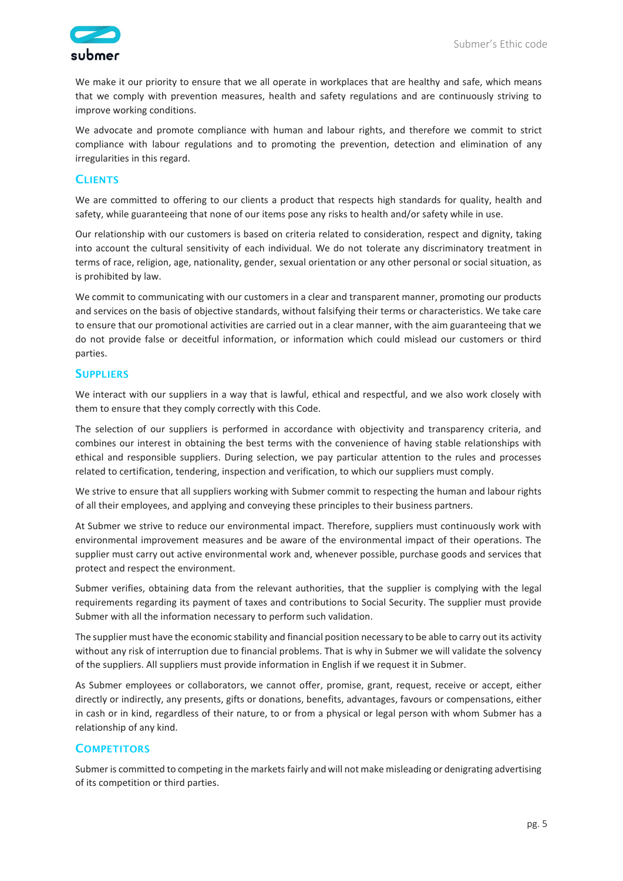We make it our priority to ensure that we all operate in workplaces that are healthy and safe, which means that we comply with prevention measures, health and safety regulations and are continuously striving to improve working conditions.

We advocate and promote compliance with human and labour rights, and therefore we commit to strict compliance with labour regulations and to promoting the prevention, detection and elimination of any irregularities in this regard.

## Clients

We are committed to offering to our clients a product that respects high standards for quality, health and safety, while guaranteeing that none of our items pose any risks to health and/or safety while in use.

Our relationship with our customers is based on criteria related to consideration, respect and dignity, taking into account the cultural sensitivity of each individual. We do not tolerate any discriminatory treatment in terms of race, religion, age, nationality, gender, sexual orientation or any other personal or social situation, as is prohibited by law.

We commit to communicating with our customers in a clear and transparent manner, promoting our products and services on the basis of objective standards, without falsifying their terms or characteristics. We take care to ensure that our promotional activities are carried out in a clear manner, with the aim guaranteeing that we do not provide false or deceitful information, or information which could mislead our customers or third parties.

## Suppliers

We interact with our suppliers in a way that is lawful, ethical and respectful, and we also work closely with them to ensure that they comply correctly with this Code.

The selection of our suppliers is performed in accordance with objectivity and transparency criteria, and combines our interest in obtaining the best terms with the convenience of having stable relationships with ethical and responsible suppliers. During selection, we pay particular attention to the rules and processes related to certification, tendering, inspection and verification, to which our suppliers must comply.

We strive to ensure that all suppliers working with Submer commit to respecting the human and labour rights of all their employees, and applying and conveying these principles to their business partners.

At Submer we strive to reduce our environmental impact. Therefore, suppliers must continuously work with environmental improvement measures and be aware of the environmental impact of their operations. The supplier must carry out active environmental work and, whenever possible, purchase goods and services that protect and respect the environment.

Submer verifies, obtaining data from the relevant authorities, that the supplier is complying with the legal requirements regarding its payment of taxes and contributions to Social Security. The supplier must provide Submer with all the information necessary to perform such validation.

The supplier must have the economic stability and financial position necessary to be able to carry out its activity without any risk of interruption due to financial problems. That is why in Submer we will validate the solvency of the suppliers. All suppliers must provide information in English if we request it in Submer.

As Submer employees or collaborators, we cannot offer, promise, grant, request, receive or accept, either directly or indirectly, any presents, gifts or donations, benefits, advantages, favours or compensations, either in cash or in kind, regardless of their nature, to or from a physical or legal person with whom Submer has a relationship of any kind.

## Competitors

Submer is committed to competing in the markets fairly and will not make misleading or denigrating advertising of its competition or third parties.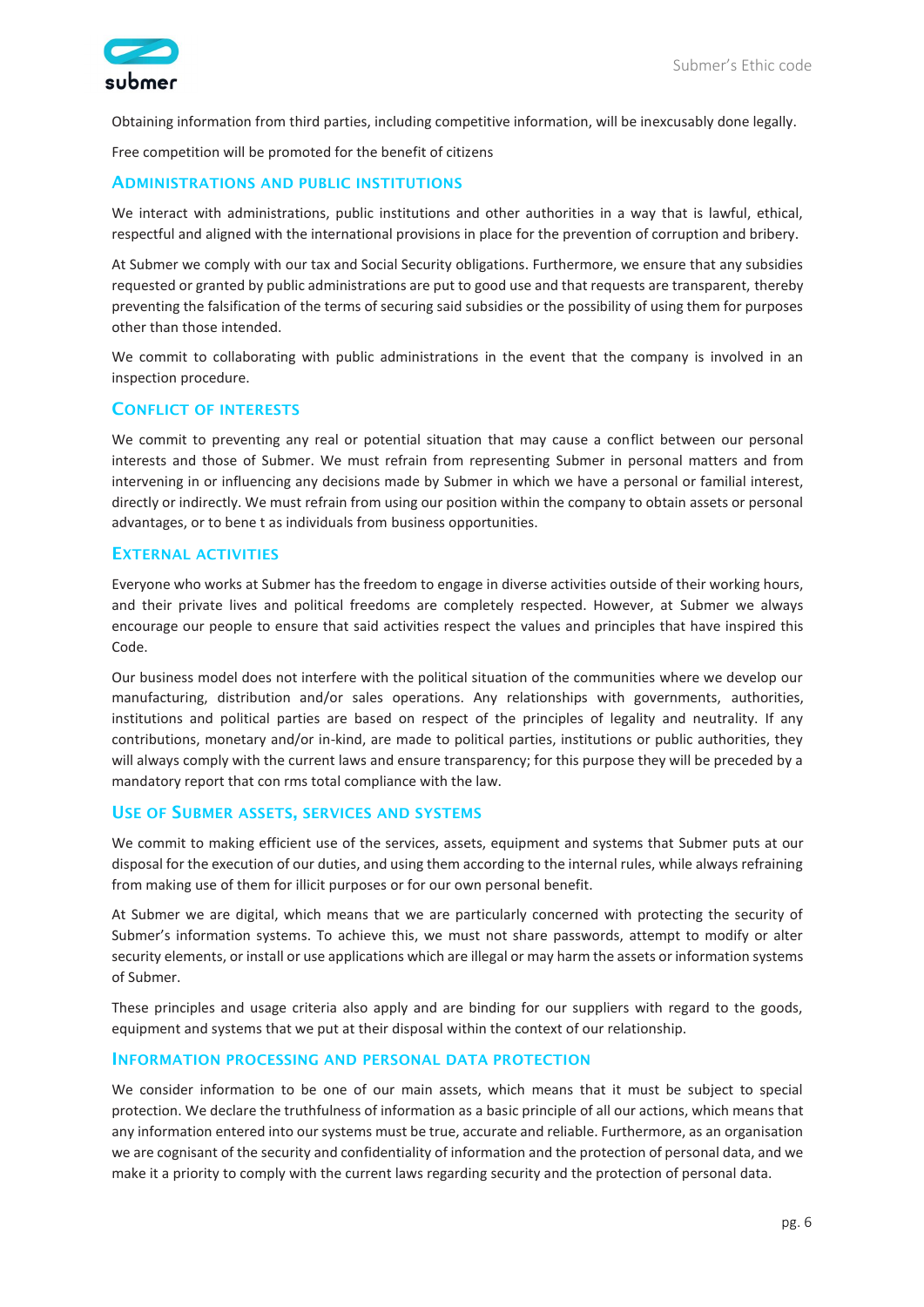Obtaining information from third parties, including competitive information, will be inexcusably done legally.

Free competition will be promoted for the benefit of citizens

## Administrations and public institutions

We interact with administrations, public institutions and other authorities in a way that is lawful, ethical, respectful and aligned with the international provisions in place for the prevention of corruption and bribery.

At Submer we comply with our tax and Social Security obligations. Furthermore, we ensure that any subsidies requested or granted by public administrations are put to good use and that requests are transparent, thereby preventing the falsification of the terms of securing said subsidies or the possibility of using them for purposes other than those intended.

We commit to collaborating with public administrations in the event that the company is involved in an inspection procedure.

## Conflict of interests

We commit to preventing any real or potential situation that may cause a conflict between our personal interests and those of Submer. We must refrain from representing Submer in personal matters and from intervening in or influencing any decisions made by Submer in which we have a personal or familial interest, directly or indirectly. We must refrain from using our position within the company to obtain assets or personal advantages, or to bene t as individuals from business opportunities.

## External activities

Everyone who works at Submer has the freedom to engage in diverse activities outside of their working hours, and their private lives and political freedoms are completely respected. However, at Submer we always encourage our people to ensure that said activities respect the values and principles that have inspired this Code.

Our business model does not interfere with the political situation of the communities where we develop our manufacturing, distribution and/or sales operations. Any relationships with governments, authorities, institutions and political parties are based on respect of the principles of legality and neutrality. If any contributions, monetary and/or in-kind, are made to political parties, institutions or public authorities, they will always comply with the current laws and ensure transparency; for this purpose they will be preceded by a mandatory report that con rms total compliance with the law.

## Use of Submer assets, services and systems

We commit to making efficient use of the services, assets, equipment and systems that Submer puts at our disposal for the execution of our duties, and using them according to the internal rules, while always refraining from making use of them for illicit purposes or for our own personal benefit.

At Submer we are digital, which means that we are particularly concerned with protecting the security of Submer's information systems. To achieve this, we must not share passwords, attempt to modify or alter security elements, or install or use applications which are illegal or may harm the assets or information systems of Submer.

These principles and usage criteria also apply and are binding for our suppliers with regard to the goods, equipment and systems that we put at their disposal within the context of our relationship.

## Information processing and personal data protection

We consider information to be one of our main assets, which means that it must be subject to special protection. We declare the truthfulness of information as a basic principle of all our actions, which means that any information entered into our systems must be true, accurate and reliable. Furthermore, as an organisation we are cognisant of the security and confidentiality of information and the protection of personal data, and we make it a priority to comply with the current laws regarding security and the protection of personal data.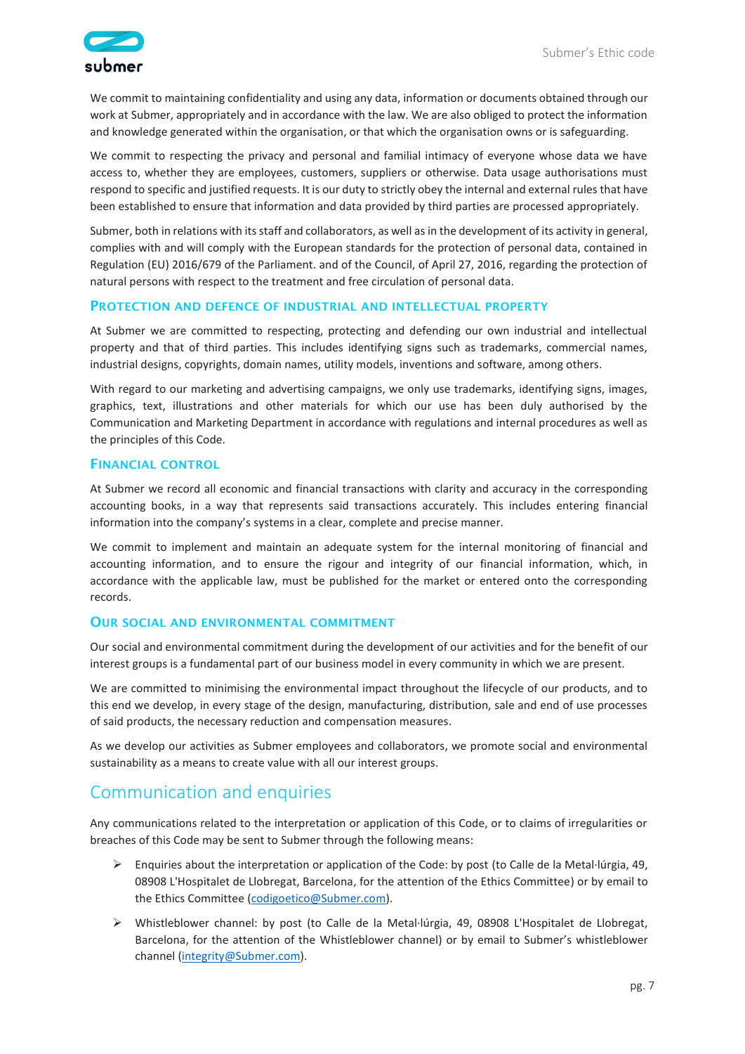We commit to maintaining confidentiality and using any data, information or documents obtained through our work at Submer, appropriately and in accordance with the law. We are also obliged to protect the information and knowledge generated within the organisation, or that which the organisation owns or is safeguarding.

We commit to respecting the privacy and personal and familial intimacy of everyone whose data we have access to, whether they are employees, customers, suppliers or otherwise. Data usage authorisations must respond to specific and justified requests. It is our duty to strictly obey the internal and external rules that have been established to ensure that information and data provided by third parties are processed appropriately.

Submer, both in relations with its staff and collaborators, as well as in the development of its activity in general, complies with and will comply with the European standards for the protection of personal data, contained in Regulation (EU) 2016/679 of the Parliament. and of the Council, of April 27, 2016, regarding the protection of natural persons with respect to the treatment and free circulation of personal data.

### Protection and defence of industrial and intellectual property

At Submer we are committed to respecting, protecting and defending our own industrial and intellectual property and that of third parties. This includes identifying signs such as trademarks, commercial names, industrial designs, copyrights, domain names, utility models, inventions and software, among others.

With regard to our marketing and advertising campaigns, we only use trademarks, identifying signs, images, graphics, text, illustrations and other materials for which our use has been duly authorised by the Communication and Marketing Department in accordance with regulations and internal procedures as well as the principles of this Code.

### Financial control

At Submer we record all economic and financial transactions with clarity and accuracy in the corresponding accounting books, in a way that represents said transactions accurately. This includes entering financial information into the company's systems in a clear, complete and precise manner.

We commit to implement and maintain an adequate system for the internal monitoring of financial and accounting information, and to ensure the rigour and integrity of our financial information, which, in accordance with the applicable law, must be published for the market or entered onto the corresponding records.

### Our social and environmental commitment

Our social and environmental commitment during the development of our activities and for the benefit of our interest groups is a fundamental part of our business model in every community in which we are present.

We are committed to minimising the environmental impact throughout the lifecycle of our products, and to this end we develop, in every stage of the design, manufacturing, distribution, sale and end of use processes of said products, the necessary reduction and compensation measures.

As we develop our activities as Submer employees and collaborators, we promote social and environmental sustainability as a means to create value with all our interest groups.

## Communication and enquiries

Any communications related to the interpretation or application of this Code, or to claims of irregularities or breaches of this Code may be sent to Submer through the following means:

- Enquiries about the interpretation or application of the Code: by post (to Calle de la Metal·lúrgia, 49, 08908 L'Hospitalet de Llobregat, Barcelona, for the attention of the Ethics Committee) or by email to the Ethics Committee (codigoetico@Submer.com).
- Whistleblower channel: by post (to Calle de la Metal·lúrgia, 49, 08908 L'Hospitalet de Llobregat, Barcelona, for the attention of the Whistleblower channel) or by email to Submer's whistleblower channel (integrity@Submer.com).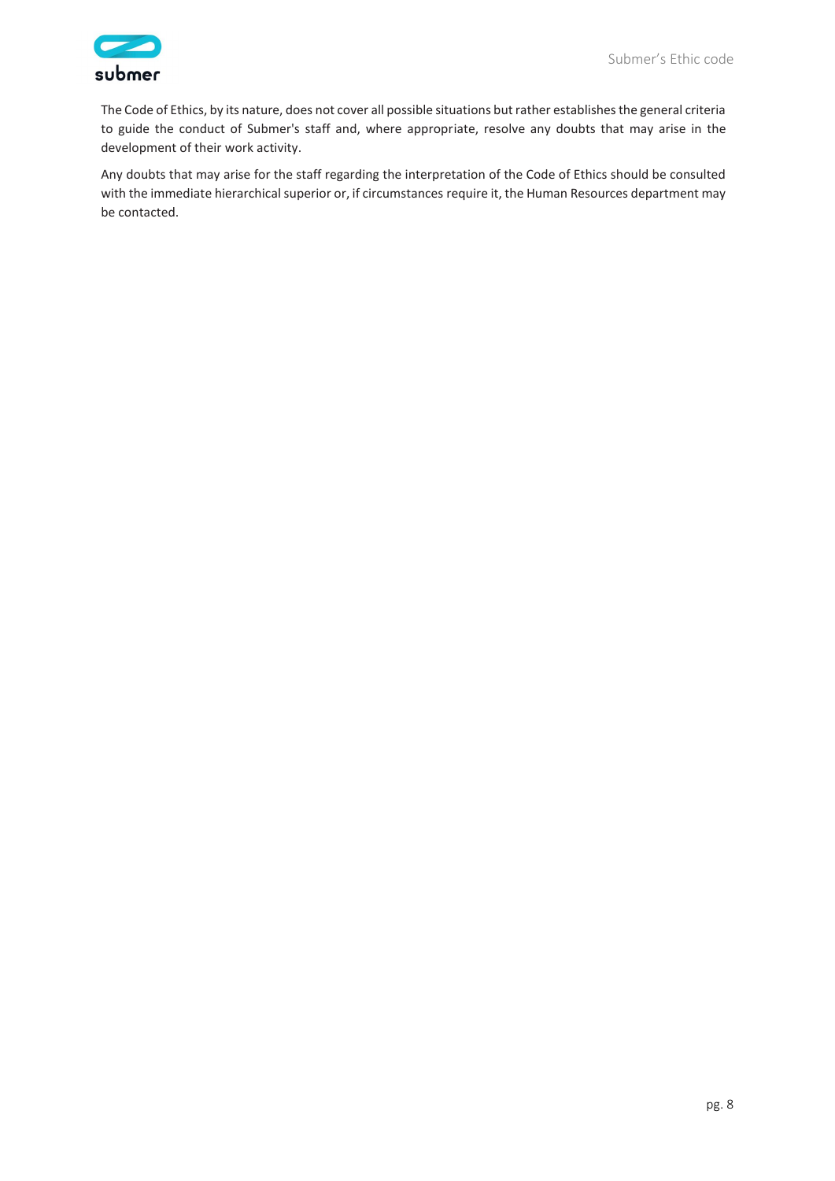The Code of Ethics, by its nature, does not cover all possible situations but rather establishes the general criteria to guide the conduct of Submer's staff and, where appropriate, resolve any doubts that may arise in the development of their work activity.

Any doubts that may arise for the staff regarding the interpretation of the Code of Ethics should be consulted with the immediate hierarchical superior or, if circumstances require it, the Human Resources department may be contacted.